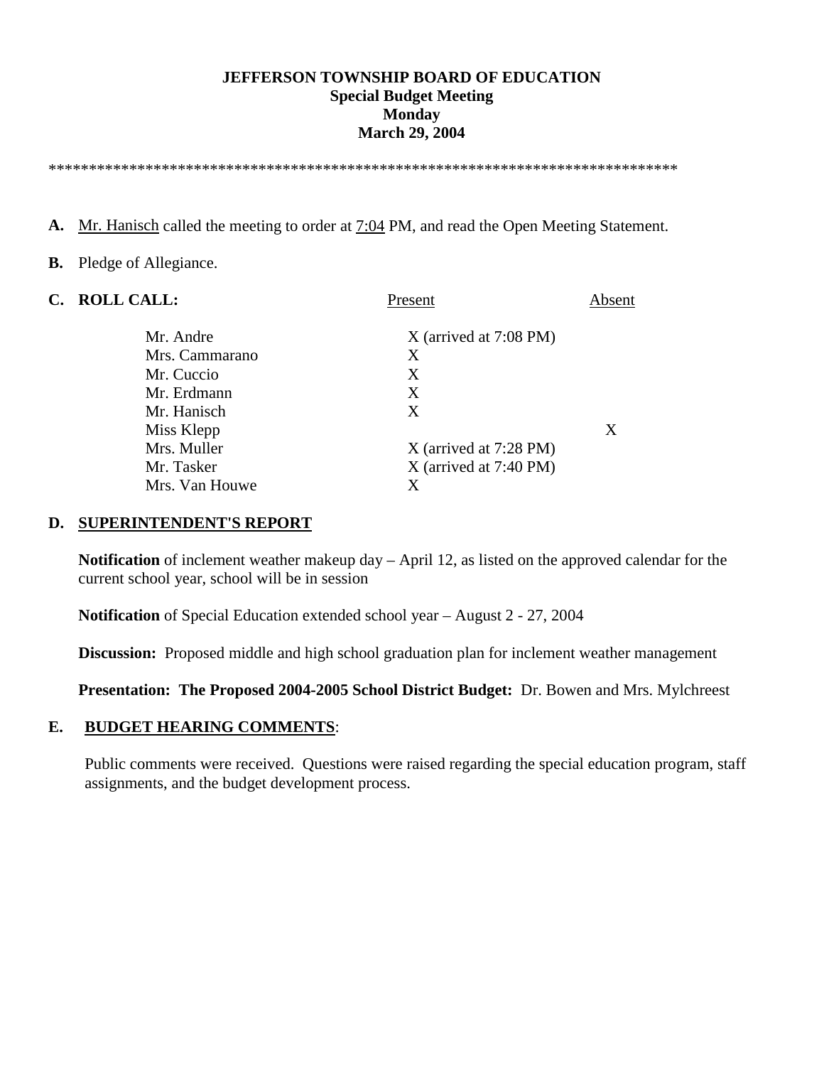**JEFFERSON TOWNSHIP BOARD OF EDUCATION**
**Special Budget Meeting**
**Monday**
**March 29, 2004**

*******************************************************************************

**A.** Mr. Hanisch called the meeting to order at 7:04 PM, and read the Open Meeting Statement.

**B.** Pledge of Allegiance.

**C. ROLL CALL:**

| | Present | Absent |
|---|---|---|
| Mr. Andre | X (arrived at 7:08 PM) | |
| Mrs. Cammarano | X | |
| Mr. Cuccio | X | |
| Mr. Erdmann | X | |
| Mr. Hanisch | X | |
| Miss Klepp | | X |
| Mrs. Muller | X (arrived at 7:28 PM) | |
| Mr. Tasker | X (arrived at 7:40 PM) | |
| Mrs. Van Houwe | X | |

**D. SUPERINTENDENT'S REPORT**

**Notification** of inclement weather makeup day – April 12, as listed on the approved calendar for the current school year, school will be in session

**Notification** of Special Education extended school year – August 2 - 27, 2004

**Discussion:** Proposed middle and high school graduation plan for inclement weather management

**Presentation: The Proposed 2004-2005 School District Budget:** Dr. Bowen and Mrs. Mylchreest

**E. BUDGET HEARING COMMENTS**:

Public comments were received. Questions were raised regarding the special education program, staff assignments, and the budget development process.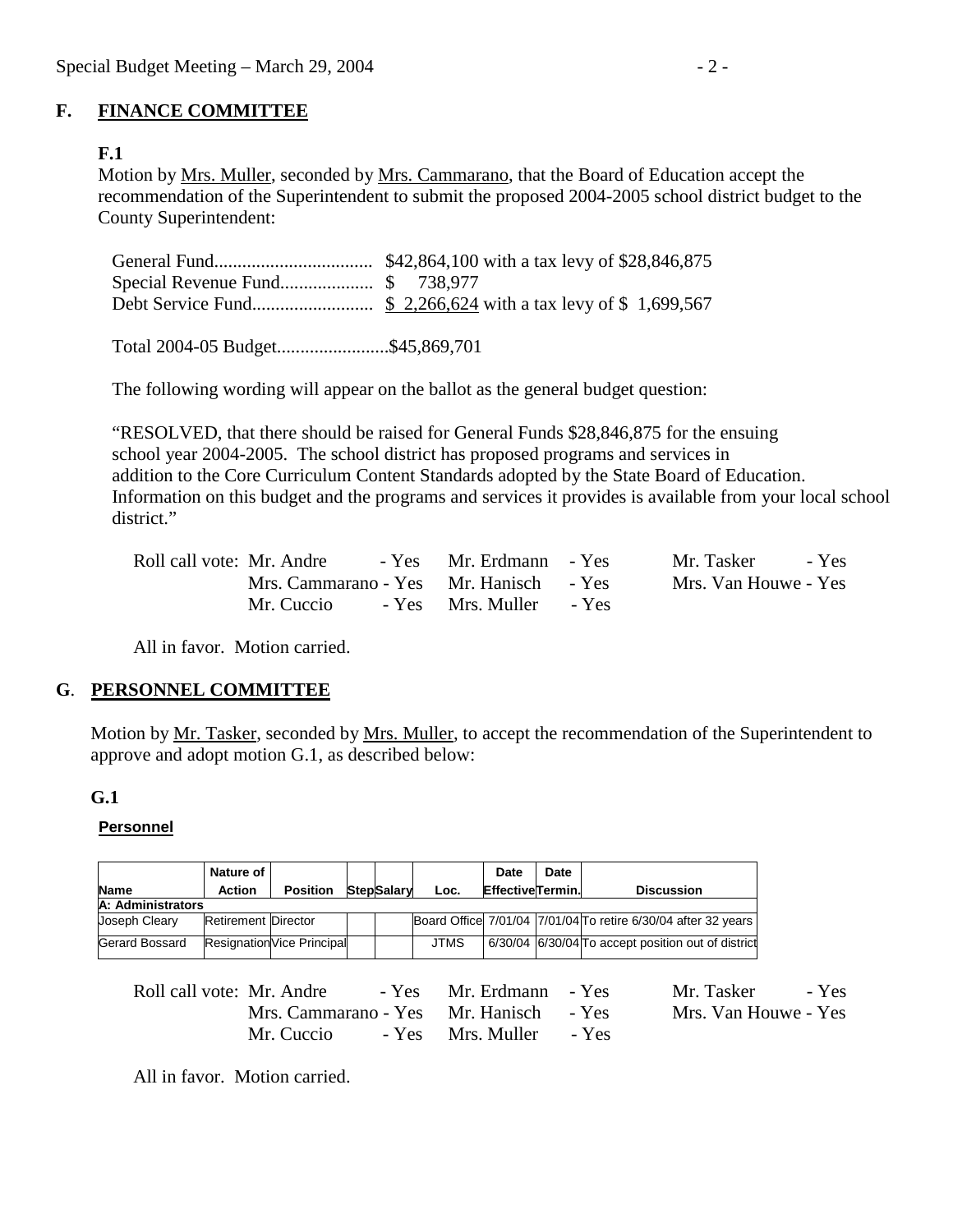## F. FINANCE COMMITTEE

**F.1**

Motion by Mrs. Muller, seconded by Mrs. Cammarano, that the Board of Education accept the recommendation of the Superintendent to submit the proposed 2004-2005 school district budget to the County Superintendent:

General Fund.................................. $42,864,100 with a tax levy of $28,846,875
Special Revenue Fund.................... $ 738,977
Debt Service Fund.......................... $ 2,266,624 with a tax levy of $ 1,699,567

Total 2004-05 Budget........................$45,869,701

The following wording will appear on the ballot as the general budget question:

"RESOLVED, that there should be raised for General Funds $28,846,875 for the ensuing school year 2004-2005. The school district has proposed programs and services in addition to the Core Curriculum Content Standards adopted by the State Board of Education. Information on this budget and the programs and services it provides is available from your local school district."

Roll call vote: Mr. Andre - Yes, Mrs. Cammarano - Yes, Mr. Cuccio - Yes, Mr. Erdmann - Yes, Mr. Hanisch - Yes, Mrs. Muller - Yes, Mr. Tasker - Yes, Mrs. Van Houwe - Yes

All in favor. Motion carried.

## G. PERSONNEL COMMITTEE

Motion by Mr. Tasker, seconded by Mrs. Muller, to accept the recommendation of the Superintendent to approve and adopt motion G.1, as described below:

**G.1**

**Personnel**

| Name | Nature of Action | Position | Step | Salary | Loc. | Date Effective | Date Termin. | Discussion |
|---|---|---|---|---|---|---|---|---|
| **A: Administrators** | | | | | | | | |
| Joseph Cleary | Retirement | Director | | | Board Office | 7/01/04 | 7/01/04 | To retire 6/30/04 after 32 years |
| Gerard Bossard | Resignation | Vice Principal | | | JTMS | 6/30/04 | 6/30/04 | To accept position out of district |

Roll call vote: Mr. Andre - Yes, Mrs. Cammarano - Yes, Mr. Cuccio - Yes, Mr. Erdmann - Yes, Mr. Hanisch - Yes, Mrs. Muller - Yes, Mr. Tasker - Yes, Mrs. Van Houwe - Yes

All in favor. Motion carried.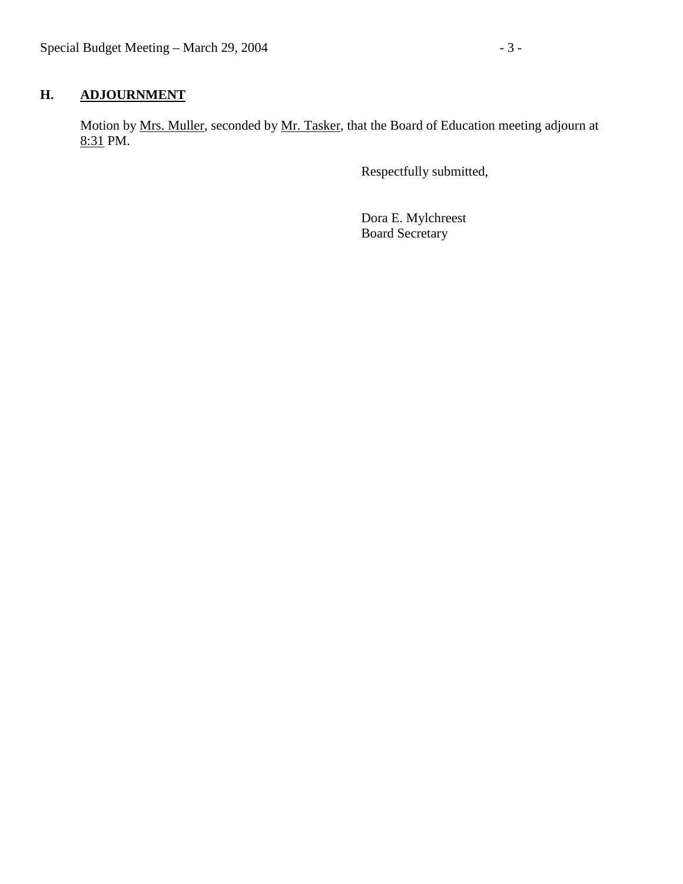## H. ADJOURNMENT

Motion by Mrs. Muller, seconded by Mr. Tasker, that the Board of Education meeting adjourn at 8:31 PM.

Respectfully submitted,

Dora E. Mylchreest
Board Secretary